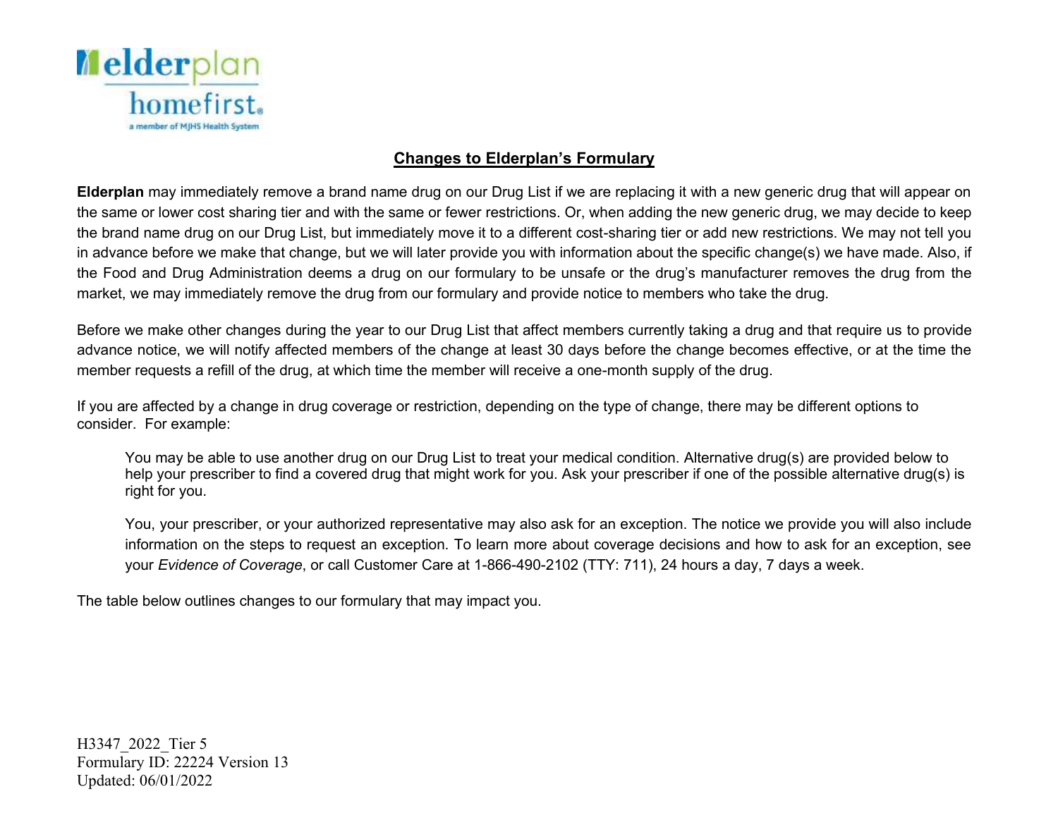## Changes to Elderplan's Formulary

**Elderplan** may immediately remove a brand name drug on our Drug List if we are replacing it with a new generic drug that will appear on the same or lower cost sharing tier and with the same or fewer restrictions. Or, when adding the new generic drug, we may decide to keep the brand name drug on our Drug List, but immediately move it to a different cost-sharing tier or add new restrictions. We may not tell you in advance before we make that change, but we will later provide you with information about the specific change(s) we have made. Also, if the Food and Drug Administration deems a drug on our formulary to be unsafe or the drug's manufacturer removes the drug from the market, we may immediately remove the drug from our formulary and provide notice to members who take the drug.

Before we make other changes during the year to our Drug List that affect members currently taking a drug and that require us to provide advance notice, we will notify affected members of the change at least 30 days before the change becomes effective, or at the time the member requests a refill of the drug, at which time the member will receive a one-month supply of the drug.

If you are affected by a change in drug coverage or restriction, depending on the type of change, there may be different options to consider. For example:

> You may be able to use another drug on our Drug List to treat your medical condition. Alternative drug(s) are provided below to help your prescriber to find a covered drug that might work for you. Ask your prescriber if one of the possible alternative drug(s) is right for you.
>
> You, your prescriber, or your authorized representative may also ask for an exception. The notice we provide you will also include information on the steps to request an exception. To learn more about coverage decisions and how to ask for an exception, see your *Evidence of Coverage*, or call Customer Care at 1-866-490-2102 (TTY: 711), 24 hours a day, 7 days a week.

The table below outlines changes to our formulary that may impact you.

H3347_2022_Tier 5
Formulary ID: 22224 Version 13
Updated: 06/01/2022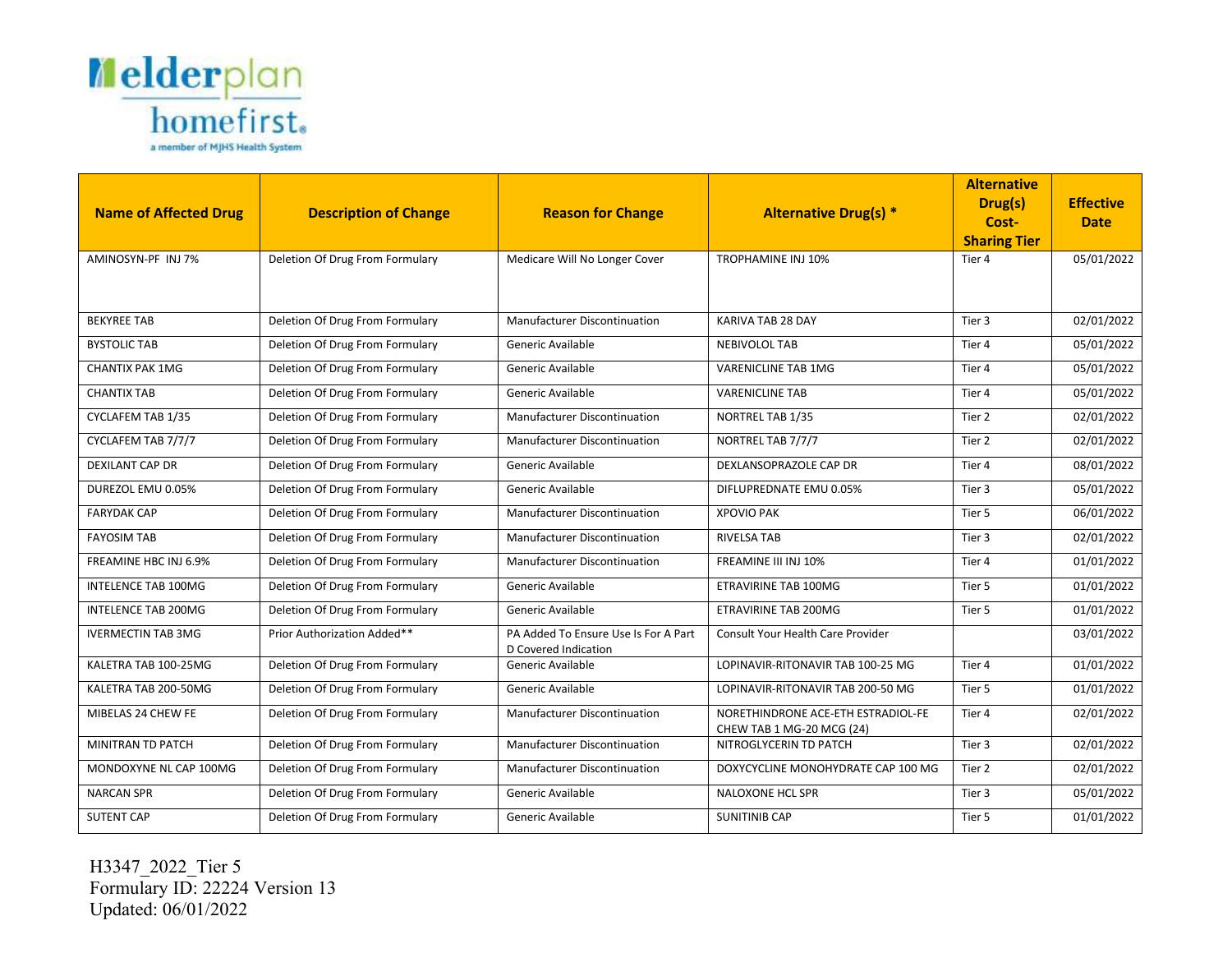| Name of Affected Drug | Description of Change | Reason for Change | Alternative Drug(s) * | Alternative Drug(s) Cost-Sharing Tier | Effective Date |
|---|---|---|---|---|---|
| AMINOSYN-PF INJ 7% | Deletion Of Drug From Formulary | Medicare Will No Longer Cover | TROPHAMINE INJ 10% | Tier 4 | 05/01/2022 |
| BEKYREE TAB | Deletion Of Drug From Formulary | Manufacturer Discontinuation | KARIVA TAB 28 DAY | Tier 3 | 02/01/2022 |
| BYSTOLIC TAB | Deletion Of Drug From Formulary | Generic Available | NEBIVOLOL TAB | Tier 4 | 05/01/2022 |
| CHANTIX PAK 1MG | Deletion Of Drug From Formulary | Generic Available | VARENICLINE TAB 1MG | Tier 4 | 05/01/2022 |
| CHANTIX TAB | Deletion Of Drug From Formulary | Generic Available | VARENICLINE TAB | Tier 4 | 05/01/2022 |
| CYCLAFEM TAB 1/35 | Deletion Of Drug From Formulary | Manufacturer Discontinuation | NORTREL TAB 1/35 | Tier 2 | 02/01/2022 |
| CYCLAFEM TAB 7/7/7 | Deletion Of Drug From Formulary | Manufacturer Discontinuation | NORTREL TAB 7/7/7 | Tier 2 | 02/01/2022 |
| DEXILANT CAP DR | Deletion Of Drug From Formulary | Generic Available | DEXLANSOPRAZOLE CAP DR | Tier 4 | 08/01/2022 |
| DUREZOL EMU 0.05% | Deletion Of Drug From Formulary | Generic Available | DIFLUPREDNATE EMU 0.05% | Tier 3 | 05/01/2022 |
| FARYDAK CAP | Deletion Of Drug From Formulary | Manufacturer Discontinuation | XPOVIO PAK | Tier 5 | 06/01/2022 |
| FAYOSIM TAB | Deletion Of Drug From Formulary | Manufacturer Discontinuation | RIVELSA TAB | Tier 3 | 02/01/2022 |
| FREAMINE HBC INJ 6.9% | Deletion Of Drug From Formulary | Manufacturer Discontinuation | FREAMINE III INJ 10% | Tier 4 | 01/01/2022 |
| INTELENCE TAB 100MG | Deletion Of Drug From Formulary | Generic Available | ETRAVIRINE TAB 100MG | Tier 5 | 01/01/2022 |
| INTELENCE TAB 200MG | Deletion Of Drug From Formulary | Generic Available | ETRAVIRINE TAB 200MG | Tier 5 | 01/01/2022 |
| IVERMECTIN TAB 3MG | Prior Authorization Added** | PA Added To Ensure Use Is For A Part D Covered Indication | Consult Your Health Care Provider | | 03/01/2022 |
| KALETRA TAB 100-25MG | Deletion Of Drug From Formulary | Generic Available | LOPINAVIR-RITONAVIR TAB 100-25 MG | Tier 4 | 01/01/2022 |
| KALETRA TAB 200-50MG | Deletion Of Drug From Formulary | Generic Available | LOPINAVIR-RITONAVIR TAB 200-50 MG | Tier 5 | 01/01/2022 |
| MIBELAS 24 CHEW FE | Deletion Of Drug From Formulary | Manufacturer Discontinuation | NORETHINDRONE ACE-ETH ESTRADIOL-FE CHEW TAB 1 MG-20 MCG (24) | Tier 4 | 02/01/2022 |
| MINITRAN TD PATCH | Deletion Of Drug From Formulary | Manufacturer Discontinuation | NITROGLYCERIN TD PATCH | Tier 3 | 02/01/2022 |
| MONDOXYNE NL CAP 100MG | Deletion Of Drug From Formulary | Manufacturer Discontinuation | DOXYCYCLINE MONOHYDRATE CAP 100 MG | Tier 2 | 02/01/2022 |
| NARCAN SPR | Deletion Of Drug From Formulary | Generic Available | NALOXONE HCL SPR | Tier 3 | 05/01/2022 |
| SUTENT CAP | Deletion Of Drug From Formulary | Generic Available | SUNITINIB CAP | Tier 5 | 01/01/2022 |

H3347_2022_Tier 5
Formulary ID: 22224 Version 13
Updated: 06/01/2022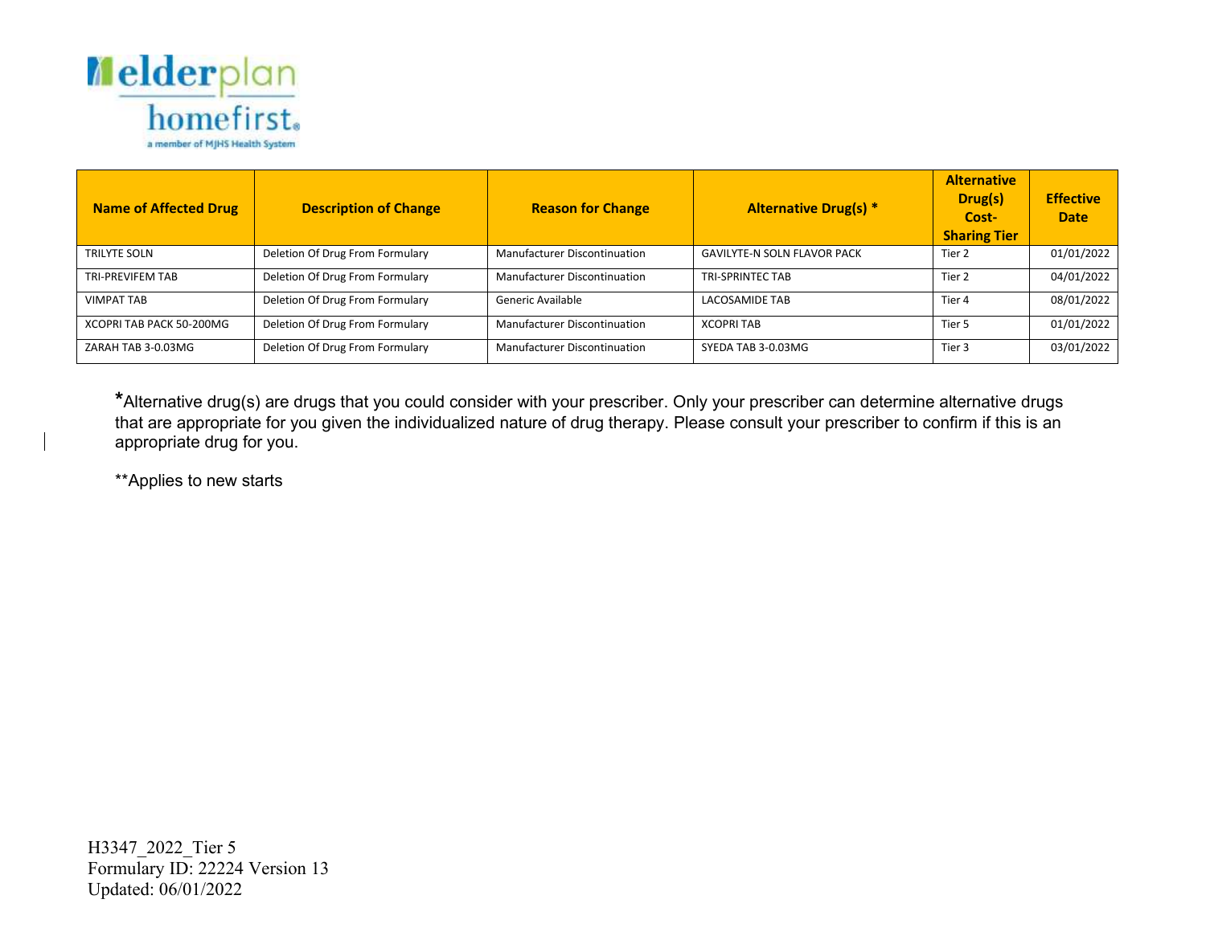| Name of Affected Drug | Description of Change | Reason for Change | Alternative Drug(s) * | Alternative Drug(s) Cost-Sharing Tier | Effective Date |
| --- | --- | --- | --- | --- | --- |
| TRILYTE SOLN | Deletion Of Drug From Formulary | Manufacturer Discontinuation | GAVILYTE-N SOLN FLAVOR PACK | Tier 2 | 01/01/2022 |
| TRI-PREVIFEM TAB | Deletion Of Drug From Formulary | Manufacturer Discontinuation | TRI-SPRINTEC TAB | Tier 2 | 04/01/2022 |
| VIMPAT TAB | Deletion Of Drug From Formulary | Generic Available | LACOSAMIDE TAB | Tier 4 | 08/01/2022 |
| XCOPRI TAB PACK 50-200MG | Deletion Of Drug From Formulary | Manufacturer Discontinuation | XCOPRI TAB | Tier 5 | 01/01/2022 |
| ZARAH TAB 3-0.03MG | Deletion Of Drug From Formulary | Manufacturer Discontinuation | SYEDA TAB 3-0.03MG | Tier 3 | 03/01/2022 |

*Alternative drug(s) are drugs that you could consider with your prescriber. Only your prescriber can determine alternative drugs that are appropriate for you given the individualized nature of drug therapy. Please consult your prescriber to confirm if this is an appropriate drug for you.

**Applies to new starts

H3347_2022_Tier 5
Formulary ID: 22224 Version 13
Updated: 06/01/2022